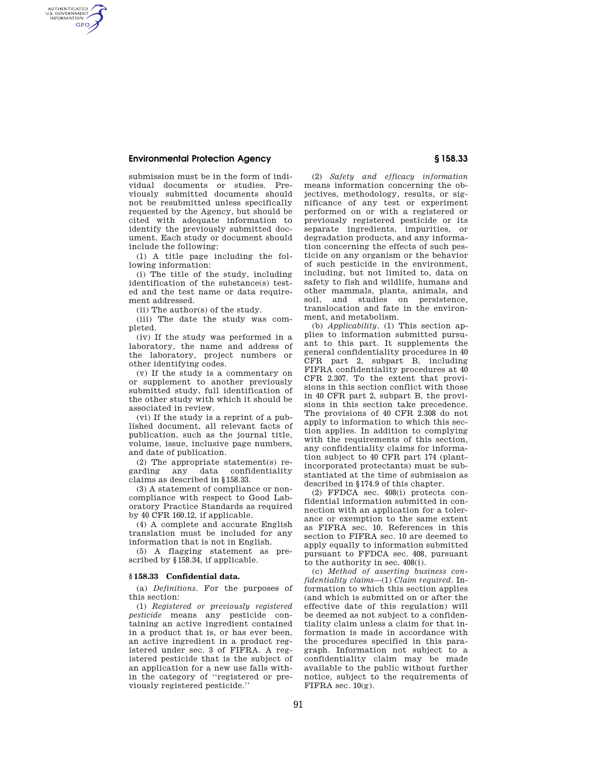submission must be in the form of individual documents or studies. Previously submitted documents should not be resubmitted unless specifically requested by the Agency, but should be cited with adequate information to identify the previously submitted document. Each study or document should include the following:

(1) A title page including the following information:

(i) The title of the study, including identification of the substance(s) tested and the test name or data requirement addressed.

(ii) The author(s) of the study.

(iii) The date the study was completed.

(iv) If the study was performed in a laboratory, the name and address of the laboratory, project numbers or other identifying codes.

(v) If the study is a commentary on or supplement to another previously submitted study, full identification of the other study with which it should be associated in review.

(vi) If the study is a reprint of a published document, all relevant facts of publication, such as the journal title, volume, issue, inclusive page numbers, and date of publication.

(2) The appropriate statement(s) regarding any data confidentiality claims as described in §158.33.

(3) A statement of compliance or non-compliance with respect to Good Laboratory Practice Standards as required by 40 CFR 160.12, if applicable.

(4) A complete and accurate English translation must be included for any information that is not in English.

(5) A flagging statement as prescribed by §158.34, if applicable.

### §158.33 Confidential data.

(a) *Definitions.* For the purposes of this section:

(1) *Registered or previously registered pesticide* means any pesticide containing an active ingredient contained in a product that is, or has ever been, an active ingredient in a product registered under sec. 3 of FIFRA. A registered pesticide that is the subject of an application for a new use falls within the category of ''registered or previously registered pesticide.''

(2) *Safety and efficacy information* means information concerning the objectives, methodology, results, or significance of any test or experiment performed on or with a registered or previously registered pesticide or its separate ingredients, impurities, or degradation products, and any information concerning the effects of such pesticide on any organism or the behavior of such pesticide in the environment, including, but not limited to, data on safety to fish and wildlife, humans and other mammals, plants, animals, and soil, and studies on persistence, translocation and fate in the environment, and metabolism.

(b) *Applicability.* (1) This section applies to information submitted pursuant to this part. It supplements the general confidentiality procedures in 40 CFR part 2, subpart B, including FIFRA confidentiality procedures at 40 CFR 2.307. To the extent that provisions in this section conflict with those in 40 CFR part 2, subpart B, the provisions in this section take precedence. The provisions of 40 CFR 2.308 do not apply to information to which this section applies. In addition to complying with the requirements of this section, any confidentiality claims for information subject to 40 CFR part 174 (plant-incorporated protectants) must be substantiated at the time of submission as described in §174.9 of this chapter.

(2) FFDCA sec. 408(i) protects confidential information submitted in connection with an application for a tolerance or exemption to the same extent as FIFRA sec. 10. References in this section to FIFRA sec. 10 are deemed to apply equally to information submitted pursuant to FFDCA sec. 408, pursuant to the authority in sec. 408(i).

(c) *Method of asserting business confidentiality claims*—(1) *Claim required.* Information to which this section applies (and which is submitted on or after the effective date of this regulation) will be deemed as not subject to a confidentiality claim unless a claim for that information is made in accordance with the procedures specified in this paragraph. Information not subject to a confidentiality claim may be made available to the public without further notice, subject to the requirements of FIFRA sec. 10(g).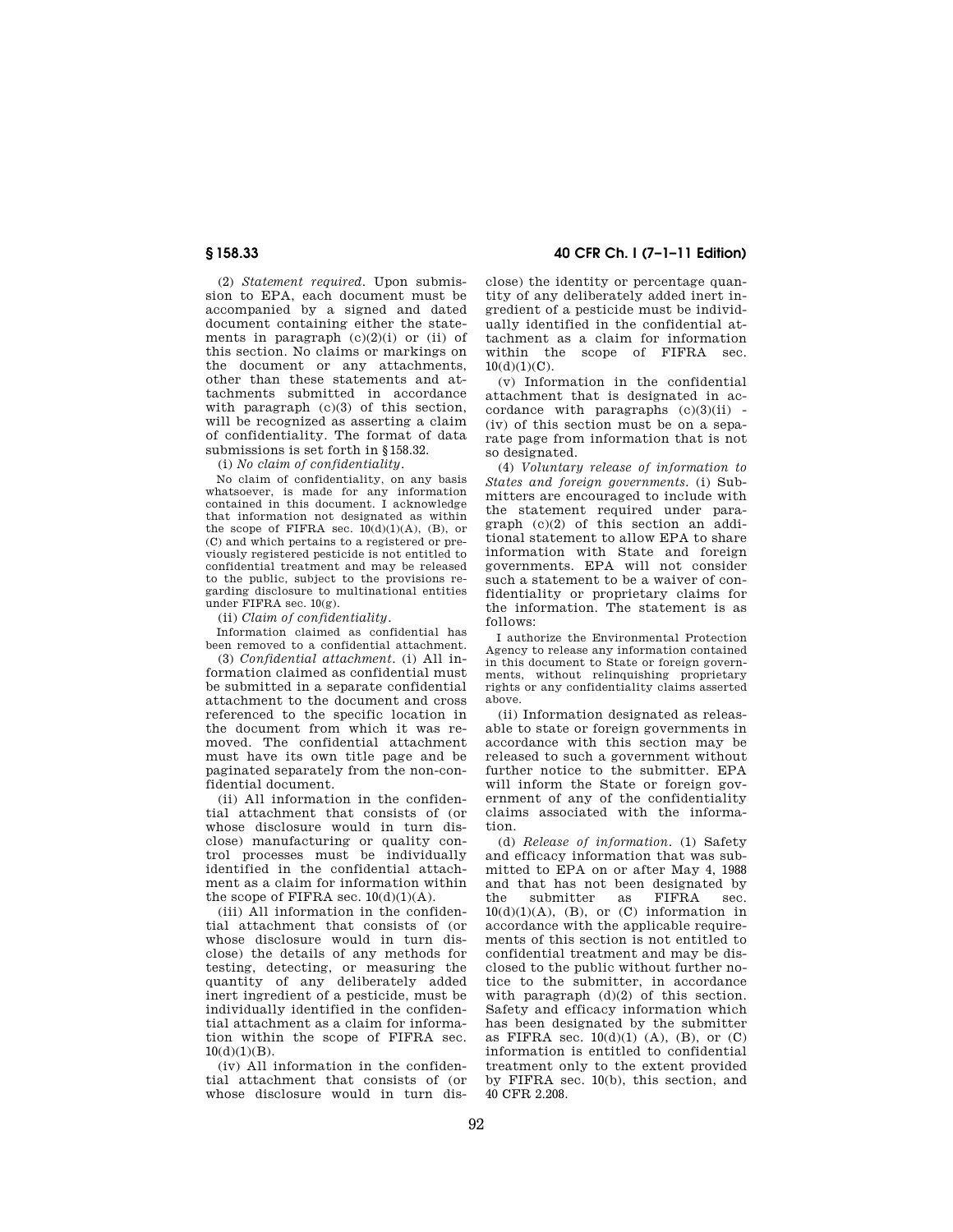(2) *Statement required.* Upon submission to EPA, each document must be accompanied by a signed and dated document containing either the statements in paragraph (c)(2)(i) or (ii) of this section. No claims or markings on the document or any attachments, other than these statements and attachments submitted in accordance with paragraph (c)(3) of this section, will be recognized as asserting a claim of confidentiality. The format of data submissions is set forth in §158.32.

(i) *No claim of confidentiality.*

No claim of confidentiality, on any basis whatsoever, is made for any information contained in this document. I acknowledge that information not designated as within the scope of FIFRA sec. 10(d)(1)(A), (B), or (C) and which pertains to a registered or previously registered pesticide is not entitled to confidential treatment and may be released to the public, subject to the provisions regarding disclosure to multinational entities under FIFRA sec. 10(g).

(ii) *Claim of confidentiality.*

Information claimed as confidential has been removed to a confidential attachment.

(3) *Confidential attachment.* (i) All information claimed as confidential must be submitted in a separate confidential attachment to the document and cross referenced to the specific location in the document from which it was removed. The confidential attachment must have its own title page and be paginated separately from the non-confidential document.

(ii) All information in the confidential attachment that consists of (or whose disclosure would in turn disclose) manufacturing or quality control processes must be individually identified in the confidential attachment as a claim for information within the scope of FIFRA sec. 10(d)(1)(A).

(iii) All information in the confidential attachment that consists of (or whose disclosure would in turn disclose) the details of any methods for testing, detecting, or measuring the quantity of any deliberately added inert ingredient of a pesticide, must be individually identified in the confidential attachment as a claim for information within the scope of FIFRA sec. 10(d)(1)(B).

(iv) All information in the confidential attachment that consists of (or whose disclosure would in turn disclose) the identity or percentage quantity of any deliberately added inert ingredient of a pesticide must be individually identified in the confidential attachment as a claim for information within the scope of FIFRA sec. 10(d)(1)(C).

(v) Information in the confidential attachment that is designated in accordance with paragraphs (c)(3)(ii) - (iv) of this section must be on a separate page from information that is not so designated.

(4) *Voluntary release of information to States and foreign governments.* (i) Submitters are encouraged to include with the statement required under paragraph (c)(2) of this section an additional statement to allow EPA to share information with State and foreign governments. EPA will not consider such a statement to be a waiver of confidentiality or proprietary claims for the information. The statement is as follows:

I authorize the Environmental Protection Agency to release any information contained in this document to State or foreign governments, without relinquishing proprietary rights or any confidentiality claims asserted above.

(ii) Information designated as releasable to state or foreign governments in accordance with this section may be released to such a government without further notice to the submitter. EPA will inform the State or foreign government of any of the confidentiality claims associated with the information.

(d) *Release of information.* (1) Safety and efficacy information that was submitted to EPA on or after May 4, 1988 and that has not been designated by the submitter as FIFRA sec. 10(d)(1)(A), (B), or (C) information in accordance with the applicable requirements of this section is not entitled to confidential treatment and may be disclosed to the public without further notice to the submitter, in accordance with paragraph (d)(2) of this section. Safety and efficacy information which has been designated by the submitter as FIFRA sec. 10(d)(1) (A), (B), or (C) information is entitled to confidential treatment only to the extent provided by FIFRA sec. 10(b), this section, and 40 CFR 2.208.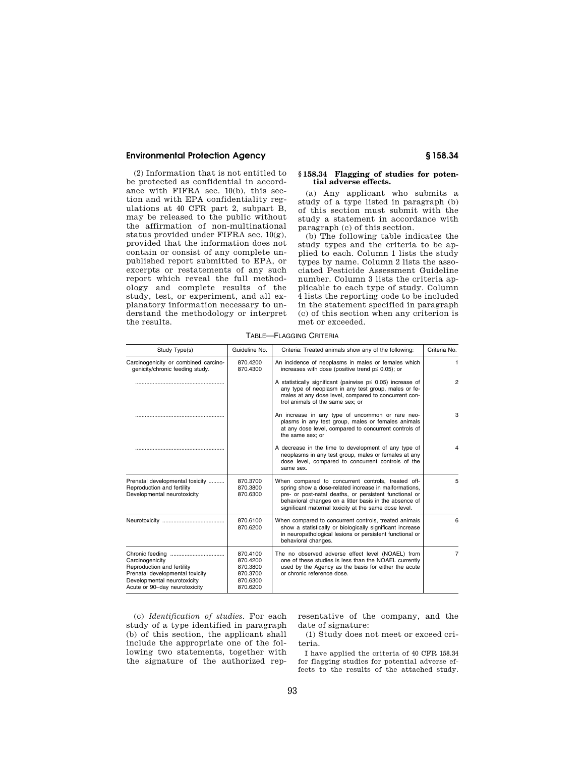(2) Information that is not entitled to be protected as confidential in accordance with FIFRA sec. 10(b), this section and with EPA confidentiality regulations at 40 CFR part 2, subpart B, may be released to the public without the affirmation of non-multinational status provided under FIFRA sec. 10(g), provided that the information does not contain or consist of any complete unpublished report submitted to EPA, or excerpts or restatements of any such report which reveal the full methodology and complete results of the study, test, or experiment, and all explanatory information necessary to understand the methodology or interpret the results.

## § 158.34 Flagging of studies for potential adverse effects.

(a) Any applicant who submits a study of a type listed in paragraph (b) of this section must submit with the study a statement in accordance with paragraph (c) of this section.

(b) The following table indicates the study types and the criteria to be applied to each. Column 1 lists the study types by name. Column 2 lists the associated Pesticide Assessment Guideline number. Column 3 lists the criteria applicable to each type of study. Column 4 lists the reporting code to be included in the statement specified in paragraph (c) of this section when any criterion is met or exceeded.

TABLE—FLAGGING CRITERIA

| Study Type(s) | Guideline No. | Criteria: Treated animals show any of the following: | Criteria No. |
|---|---|---|---|
| Carcinogenicity or combined carcinogenicity/chronic feeding study. | 870.4200<br>870.4300 | An incidence of neoplasms in males or females which increases with dose (positive trend $p \leq 0.05$); or | 1 |
| ........................................................ | | A statistically significant (pairwise $p \leq 0.05$) increase of any type of neoplasm in any test group, males or females at any dose level, compared to concurrent control animals of the same sex; or | 2 |
| ........................................................ | | An increase in any type of uncommon or rare neoplasms in any test group, males or females animals at any dose level, compared to concurrent controls of the same sex; or | 3 |
| ........................................................ | | A decrease in the time to development of any type of neoplasms in any test group, males or females at any dose level, compared to concurrent controls of the same sex. | 4 |
| Prenatal developmental toxicity ..........<br>Reproduction and fertility<br>Developmental neurotoxicity | 870.3700<br>870.3800<br>870.6300 | When compared to concurrent controls, treated offspring show a dose-related increase in malformations, pre- or post-natal deaths, or persistent functional or behavioral changes on a litter basis in the absence of significant maternal toxicity at the same dose level. | 5 |
| Neurotoxicity ....................................... | 870.6100<br>870.6200 | When compared to concurrent controls, treated animals show a statistically or biologically significant increase in neuropathological lesions or persistent functional or behavioral changes. | 6 |
| Chronic feeding ..................................<br>Carcinogenicity<br>Reproduction and fertility<br>Prenatal developmental toxicity<br>Developmental neurotoxicity<br>Acute or 90–day neurotoxicity | 870.4100<br>870.4200<br>870.3800<br>870.3700<br>870.6300<br>870.6200 | The no observed adverse effect level (NOAEL) from one of these studies is less than the NOAEL currently used by the Agency as the basis for either the acute or chronic reference dose. | 7 |

(c) *Identification of studies.* For each study of a type identified in paragraph (b) of this section, the applicant shall include the appropriate one of the following two statements, together with the signature of the authorized representative of the company, and the date of signature:

(1) Study does not meet or exceed criteria.

I have applied the criteria of 40 CFR 158.34 for flagging studies for potential adverse effects to the results of the attached study.